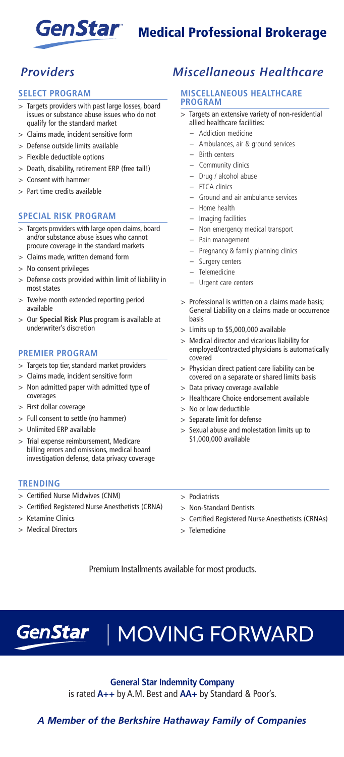# GenStar Medical Professional Brokerage

## *Providers*

### SELECT PROGRAM

- Targets providers with past large losses, board issues or substance abuse issues who do not qualify for the standard market
- Claims made, incident sensitive form
- Defense outside limits available
- Flexible deductible options
- Death, disability, retirement ERP (free tail!)
- Consent with hammer
- Part time credits available

### SPECIAL RISK PROGRAM

- Targets providers with large open claims, board and/or substance abuse issues who cannot procure coverage in the standard markets
- Claims made, written demand form
- No consent privileges
- Defense costs provided within limit of liability in most states
- Twelve month extended reporting period available
- Our **Special Risk Plus** program is available at underwriter's discretion

### PREMIER PROGRAM

- Targets top tier, standard market providers
- Claims made, incident sensitive form
- Non admitted paper with admitted type of coverages
- First dollar coverage
- Full consent to settle (no hammer)
- Unlimited ERP available
- Trial expense reimbursement, Medicare billing errors and omissions, medical board investigation defense, data privacy coverage

## *Miscellaneous Healthcare*

### MISCELLANEOUS HEALTHCARE PROGRAM

- Targets an extensive variety of non-residential allied healthcare facilities:
  - Addiction medicine
  - Ambulances, air & ground services
  - Birth centers
  - Community clinics
  - Drug / alcohol abuse
  - FTCA clinics
  - Ground and air ambulance services
  - Home health
  - Imaging facilities
  - Non emergency medical transport
  - Pain management
  - Pregnancy & family planning clinics
  - Surgery centers
  - Telemedicine
  - Urgent care centers
- Professional is written on a claims made basis; General Liability on a claims made or occurrence basis
- Limits up to $5,000,000 available
- Medical director and vicarious liability for employed/contracted physicians is automatically covered
- Physician direct patient care liability can be covered on a separate or shared limits basis
- Data privacy coverage available
- Healthcare Choice endorsement available
- No or low deductible
- Separate limit for defense
- Sexual abuse and molestation limits up to $1,000,000 available

### TRENDING

- Certified Nurse Midwives (CNM)
- Certified Registered Nurse Anesthetists (CRNA)
- Ketamine Clinics
- Medical Directors
- Podiatrists
- Non-Standard Dentists
- Certified Registered Nurse Anesthetists (CRNAs)
- Telemedicine

Premium Installments available for most products.

## GenStar | MOVING FORWARD

**General Star Indemnity Company**
is rated **A++** by A.M. Best and **AA+** by Standard & Poor's.

***A Member of the Berkshire Hathaway Family of Companies***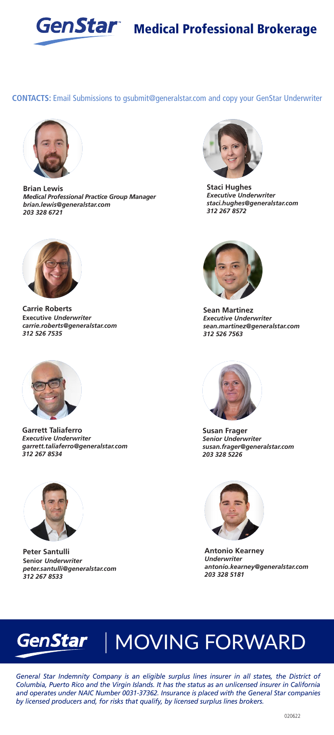# GenStar™ Medical Professional Brokerage

**CONTACTS:** Email Submissions to gsubmit@generalstar.com and copy your GenStar Underwriter

**Brian Lewis**
***Medical Professional Practice Group Manager***
***brian.lewis@generalstar.com***
***203 328 6721***

**Staci Hughes**
***Executive Underwriter***
***staci.hughes@generalstar.com***
***312 267 8572***

**Carrie Roberts**
**Executive *Underwriter***
***carrie.roberts@generalstar.com***
***312 526 7535***

**Sean Martinez**
***Executive Underwriter***
***sean.martinez@generalstar.com***
***312 526 7563***

**Garrett Taliaferro**
***Executive Underwriter***
***garrett.taliaferro@generalstar.com***
***312 267 8534***

**Susan Frager**
***Senior Underwriter***
***susan.frager@generalstar.com***
***203 328 5226***

**Peter Santulli**
**Senior *Underwriter***
***peter.santulli@generalstar.com***
***312 267 8533***

**Antonio Kearney**
***Underwriter***
***antonio.kearney@generalstar.com***
***203 328 5181***

GenStar | MOVING FORWARD

*General Star Indemnity Company is an eligible surplus lines insurer in all states, the District of Columbia, Puerto Rico and the Virgin Islands. It has the status as an unlicensed insurer in California and operates under NAIC Number 0031-37362. Insurance is placed with the General Star companies by licensed producers and, for risks that qualify, by licensed surplus lines brokers.*

020622